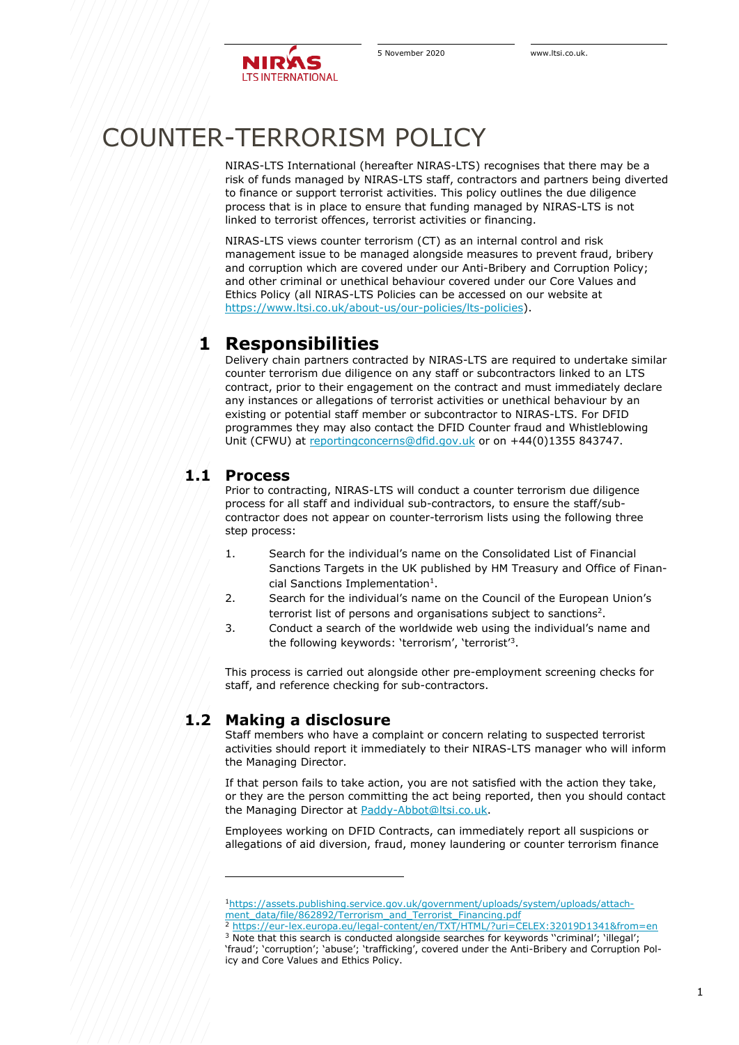# COUNTER-TERRORISM POLICY

NIRAS-LTS International (hereafter NIRAS-LTS) recognises that there may be a risk of funds managed by NIRAS-LTS staff, contractors and partners being diverted to finance or support terrorist activities. This policy outlines the due diligence process that is in place to ensure that funding managed by NIRAS-LTS is not linked to terrorist offences, terrorist activities or financing.

NIRAS-LTS views counter terrorism (CT) as an internal control and risk management issue to be managed alongside measures to prevent fraud, bribery and corruption which are covered under our Anti-Bribery and Corruption Policy; and other criminal or unethical behaviour covered under our Core Values and Ethics Policy (all NIRAS-LTS Policies can be accessed on our website at https://www.ltsi.co.uk/about-us/our-policies/lts-policies).

## 1 Responsibilities

Delivery chain partners contracted by NIRAS-LTS are required to undertake similar counter terrorism due diligence on any staff or subcontractors linked to an LTS contract, prior to their engagement on the contract and must immediately declare any instances or allegations of terrorist activities or unethical behaviour by an existing or potential staff member or subcontractor to NIRAS-LTS. For DFID programmes they may also contact the DFID Counter fraud and Whistleblowing Unit (CFWU) at reportingconcerns@dfid.gov.uk or on +44(0)1355 843747.

### 1.1 Process

Prior to contracting, NIRAS-LTS will conduct a counter terrorism due diligence process for all staff and individual sub-contractors, to ensure the staff/sub-contractor does not appear on counter-terrorism lists using the following three step process:

1. Search for the individual's name on the Consolidated List of Financial Sanctions Targets in the UK published by HM Treasury and Office of Financial Sanctions Implementation[1].
2. Search for the individual's name on the Council of the European Union's terrorist list of persons and organisations subject to sanctions[2].
3. Conduct a search of the worldwide web using the individual's name and the following keywords: 'terrorism', 'terrorist'[3].

This process is carried out alongside other pre-employment screening checks for staff, and reference checking for sub-contractors.

### 1.2 Making a disclosure

Staff members who have a complaint or concern relating to suspected terrorist activities should report it immediately to their NIRAS-LTS manager who will inform the Managing Director.

If that person fails to take action, you are not satisfied with the action they take, or they are the person committing the act being reported, then you should contact the Managing Director at Paddy-Abbot@ltsi.co.uk.

Employees working on DFID Contracts, can immediately report all suspicions or allegations of aid diversion, fraud, money laundering or counter terrorism finance

---

[1] https://assets.publishing.service.gov.uk/government/uploads/system/uploads/attachment_data/file/862892/Terrorism_and_Terrorist_Financing.pdf

[2] https://eur-lex.europa.eu/legal-content/EN/TXT/HTML/?uri=CELEX:32019D1341&from=en

[3] Note that this search is conducted alongside searches for keywords ''criminal'; 'illegal'; 'fraud'; 'corruption'; 'abuse'; 'trafficking', covered under the Anti-Bribery and Corruption Policy and Core Values and Ethics Policy.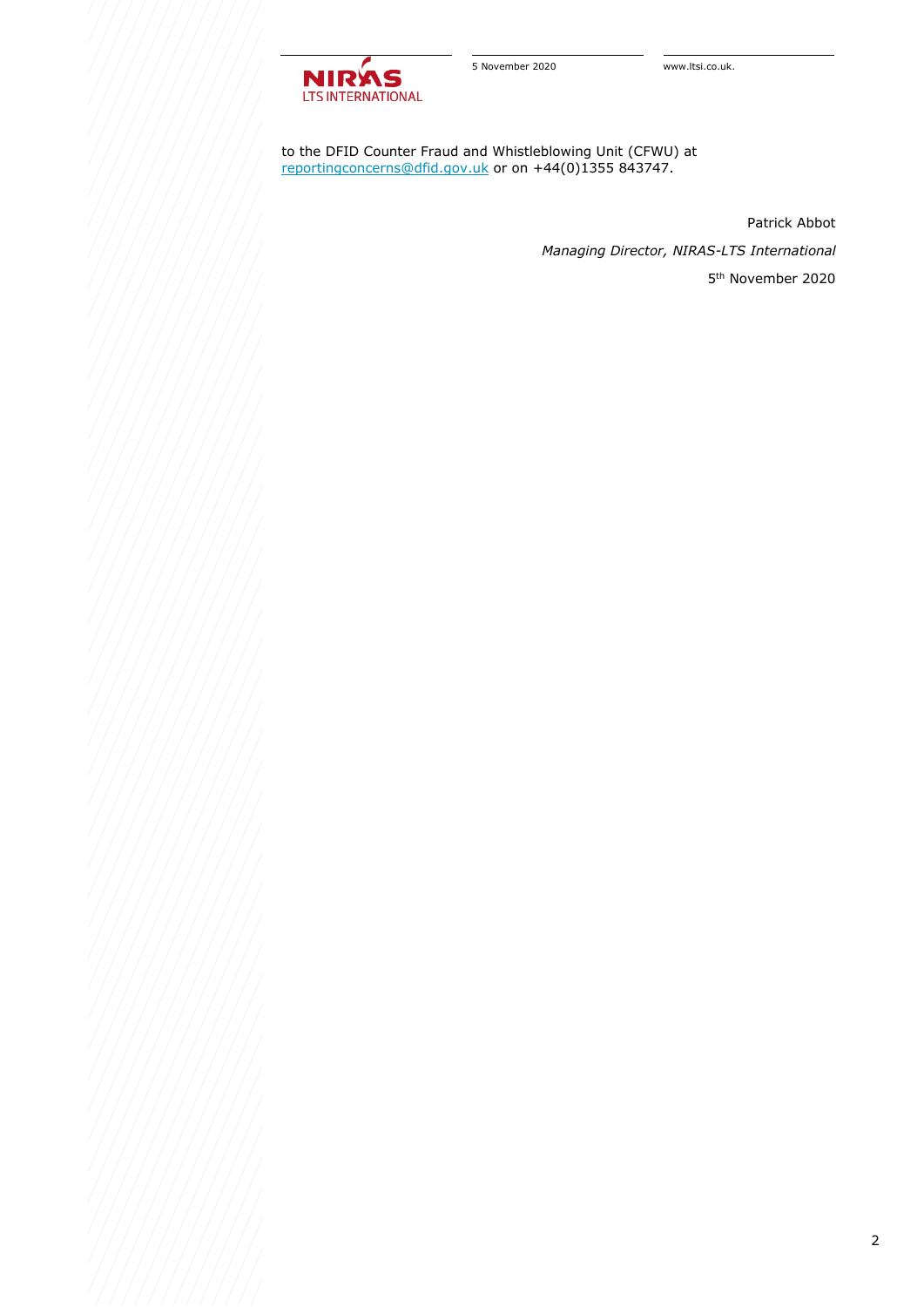to the DFID Counter Fraud and Whistleblowing Unit (CFWU) at reportingconcerns@dfid.gov.uk or on +44(0)1355 843747.

Patrick Abbot

*Managing Director, NIRAS-LTS International*

5th November 2020